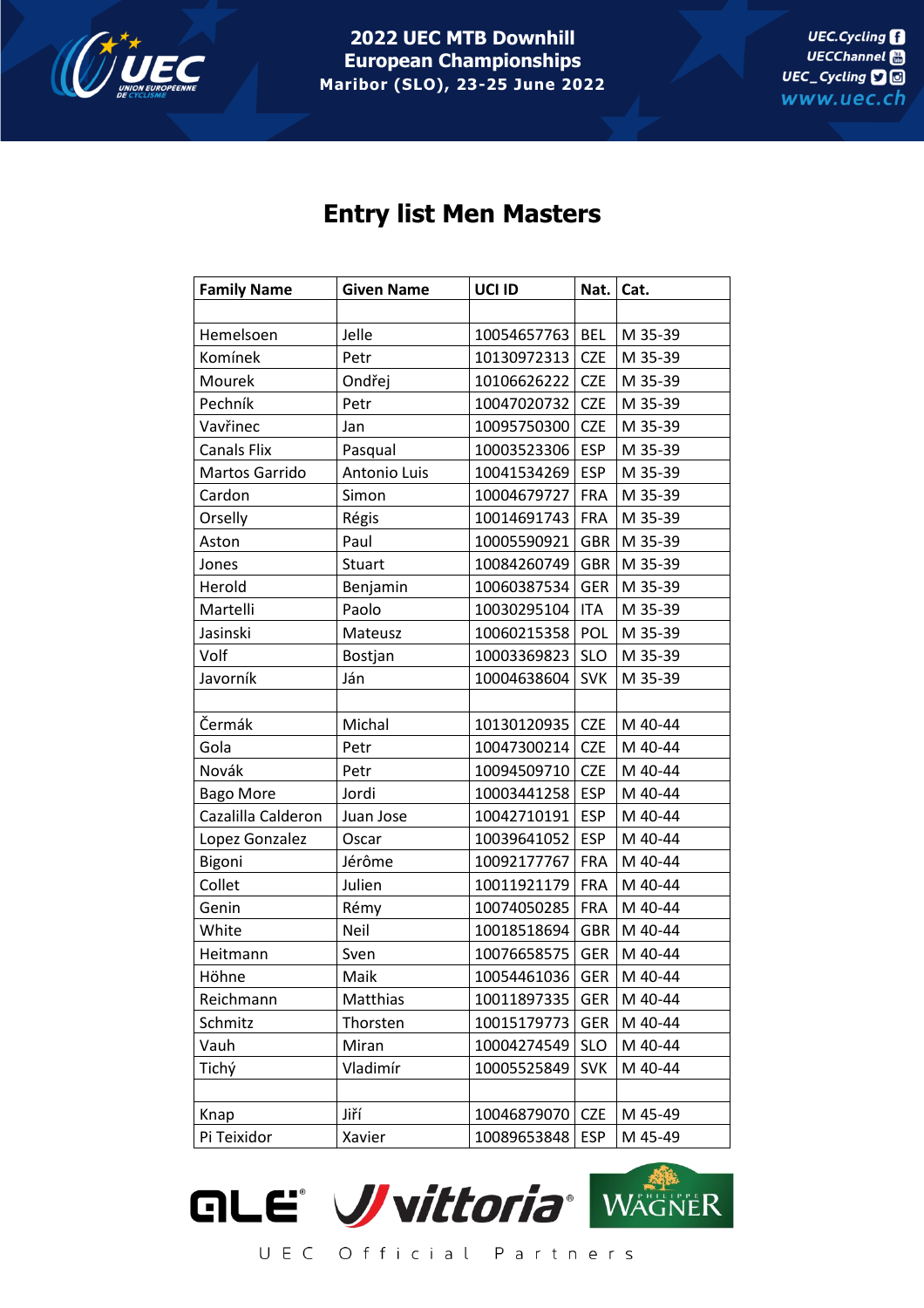2022 UEC MTB Downhill European Championships
Maribor (SLO), 23-25 June 2022

# Entry list Men Masters

| Family Name | Given Name | UCI ID | Nat. | Cat. |
|---|---|---|---|---|
| | | | | |
| Hemelsoen | Jelle | 10054657763 | BEL | M 35-39 |
| Komínek | Petr | 10130972313 | CZE | M 35-39 |
| Mourek | Ondřej | 10106626222 | CZE | M 35-39 |
| Pechník | Petr | 10047020732 | CZE | M 35-39 |
| Vavřinec | Jan | 10095750300 | CZE | M 35-39 |
| Canals Flix | Pasqual | 10003523306 | ESP | M 35-39 |
| Martos Garrido | Antonio Luis | 10041534269 | ESP | M 35-39 |
| Cardon | Simon | 10004679727 | FRA | M 35-39 |
| Orselly | Régis | 10014691743 | FRA | M 35-39 |
| Aston | Paul | 10005590921 | GBR | M 35-39 |
| Jones | Stuart | 10084260749 | GBR | M 35-39 |
| Herold | Benjamin | 10060387534 | GER | M 35-39 |
| Martelli | Paolo | 10030295104 | ITA | M 35-39 |
| Jasinski | Mateusz | 10060215358 | POL | M 35-39 |
| Volf | Bostjan | 10003369823 | SLO | M 35-39 |
| Javorník | Ján | 10004638604 | SVK | M 35-39 |
| | | | | |
| Čermák | Michal | 10130120935 | CZE | M 40-44 |
| Gola | Petr | 10047300214 | CZE | M 40-44 |
| Novák | Petr | 10094509710 | CZE | M 40-44 |
| Bago More | Jordi | 10003441258 | ESP | M 40-44 |
| Cazalilla Calderon | Juan Jose | 10042710191 | ESP | M 40-44 |
| Lopez Gonzalez | Oscar | 10039641052 | ESP | M 40-44 |
| Bigoni | Jérôme | 10092177767 | FRA | M 40-44 |
| Collet | Julien | 10011921179 | FRA | M 40-44 |
| Genin | Rémy | 10074050285 | FRA | M 40-44 |
| White | Neil | 10018518694 | GBR | M 40-44 |
| Heitmann | Sven | 10076658575 | GER | M 40-44 |
| Höhne | Maik | 10054461036 | GER | M 40-44 |
| Reichmann | Matthias | 10011897335 | GER | M 40-44 |
| Schmitz | Thorsten | 10015179773 | GER | M 40-44 |
| Vauh | Miran | 10004274549 | SLO | M 40-44 |
| Tichý | Vladimír | 10005525849 | SVK | M 40-44 |
| | | | | |
| Knap | Jiří | 10046879070 | CZE | M 45-49 |
| Pi Teixidor | Xavier | 10089653848 | ESP | M 45-49 |

UEC Official Partners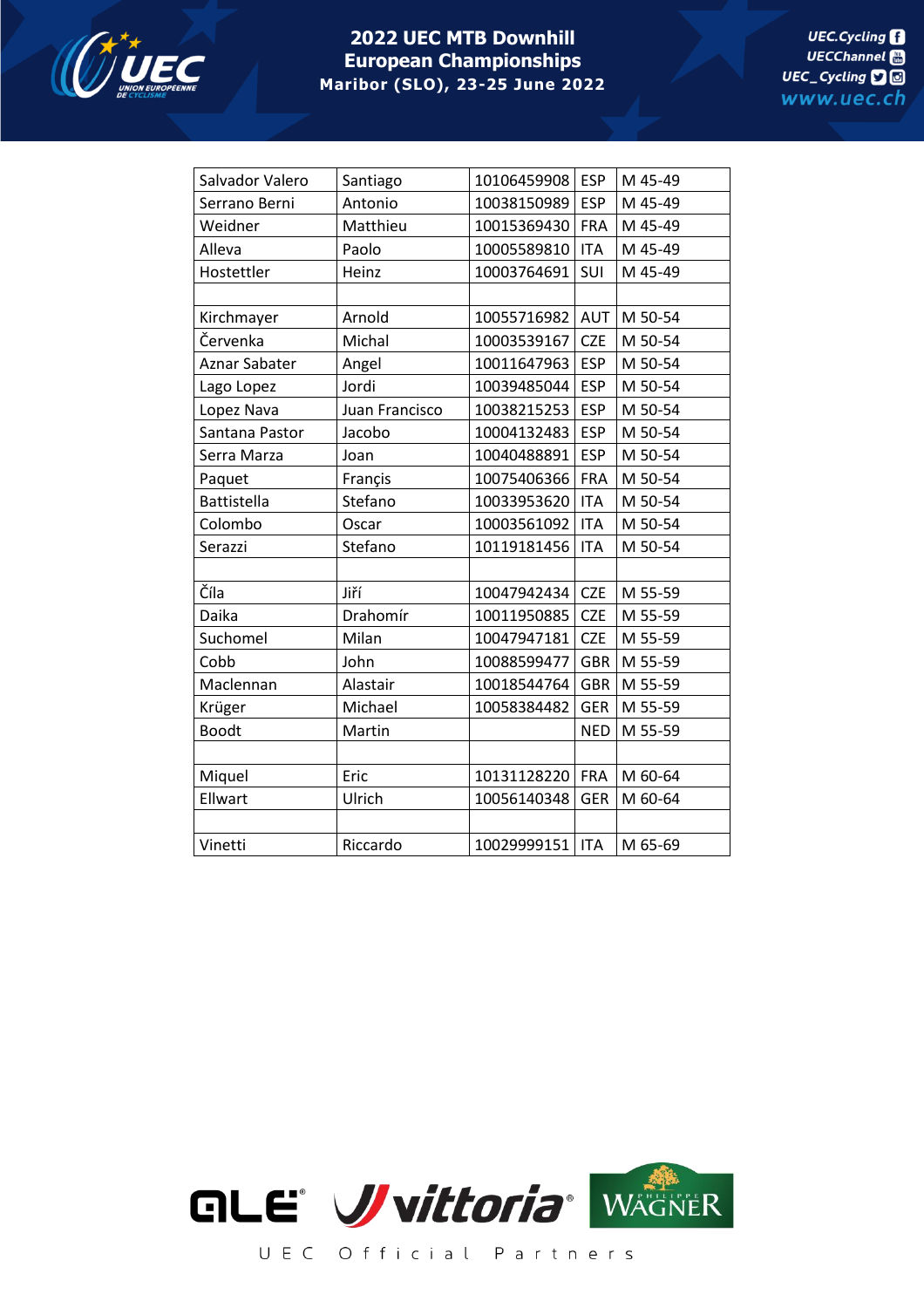# 2022 UEC MTB Downhill European Championships

**Maribor (SLO), 23-25 June 2022**

| | | | | |
|---|---|---|---|---|
| Salvador Valero | Santiago | 10106459908 | ESP | M 45-49 |
| Serrano Berni | Antonio | 10038150989 | ESP | M 45-49 |
| Weidner | Matthieu | 10015369430 | FRA | M 45-49 |
| Alleva | Paolo | 10005589810 | ITA | M 45-49 |
| Hostettler | Heinz | 10003764691 | SUI | M 45-49 |
| | | | | |
| Kirchmayer | Arnold | 10055716982 | AUT | M 50-54 |
| Červenka | Michal | 10003539167 | CZE | M 50-54 |
| Aznar Sabater | Angel | 10011647963 | ESP | M 50-54 |
| Lago Lopez | Jordi | 10039485044 | ESP | M 50-54 |
| Lopez Nava | Juan Francisco | 10038215253 | ESP | M 50-54 |
| Santana Pastor | Jacobo | 10004132483 | ESP | M 50-54 |
| Serra Marza | Joan | 10040488891 | ESP | M 50-54 |
| Paquet | Françis | 10075406366 | FRA | M 50-54 |
| Battistella | Stefano | 10033953620 | ITA | M 50-54 |
| Colombo | Oscar | 10003561092 | ITA | M 50-54 |
| Serazzi | Stefano | 10119181456 | ITA | M 50-54 |
| | | | | |
| Číla | Jiří | 10047942434 | CZE | M 55-59 |
| Daika | Drahomír | 10011950885 | CZE | M 55-59 |
| Suchomel | Milan | 10047947181 | CZE | M 55-59 |
| Cobb | John | 10088599477 | GBR | M 55-59 |
| Maclennan | Alastair | 10018544764 | GBR | M 55-59 |
| Krüger | Michael | 10058384482 | GER | M 55-59 |
| Boodt | Martin | | NED | M 55-59 |
| | | | | |
| Miquel | Eric | 10131128220 | FRA | M 60-64 |
| Ellwart | Ulrich | 10056140348 | GER | M 60-64 |
| | | | | |
| Vinetti | Riccardo | 10029999151 | ITA | M 65-69 |

UEC Official Partners